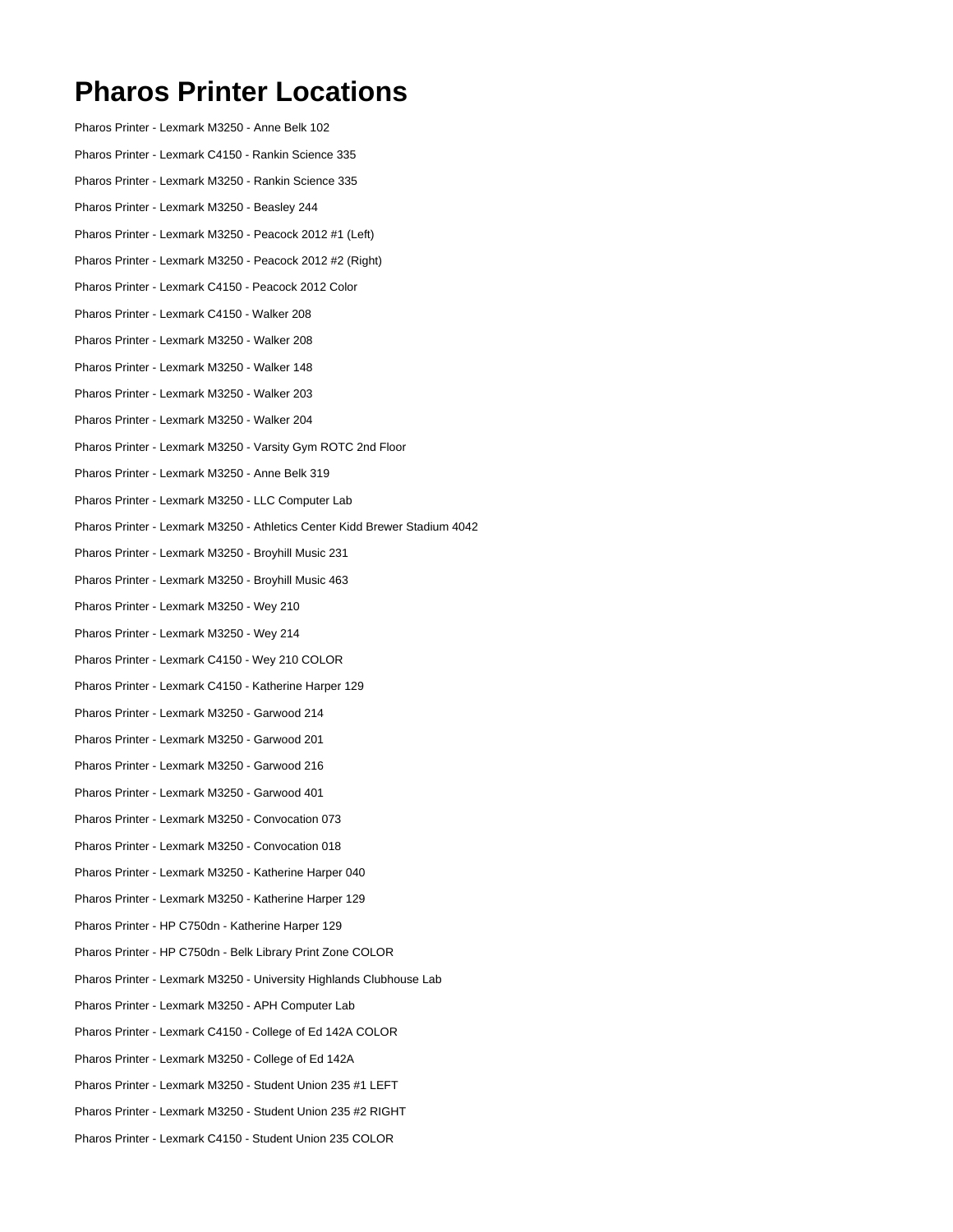# Pharos Printer Locations

Pharos Printer - Lexmark M3250 - Anne Belk 102

Pharos Printer - Lexmark C4150 - Rankin Science 335

Pharos Printer - Lexmark M3250 - Rankin Science 335

Pharos Printer - Lexmark M3250 - Beasley 244

Pharos Printer - Lexmark M3250 - Peacock 2012 #1 (Left)

Pharos Printer - Lexmark M3250 - Peacock 2012 #2 (Right)

Pharos Printer - Lexmark C4150 - Peacock 2012 Color

Pharos Printer - Lexmark C4150 - Walker 208

Pharos Printer - Lexmark M3250 - Walker 208

Pharos Printer - Lexmark M3250 - Walker 148

Pharos Printer - Lexmark M3250 - Walker 203

Pharos Printer - Lexmark M3250 - Walker 204

Pharos Printer - Lexmark M3250 - Varsity Gym ROTC 2nd Floor

Pharos Printer - Lexmark M3250 - Anne Belk 319

Pharos Printer - Lexmark M3250 - LLC Computer Lab

Pharos Printer - Lexmark M3250 - Athletics Center Kidd Brewer Stadium 4042

Pharos Printer - Lexmark M3250 - Broyhill Music 231

Pharos Printer - Lexmark M3250 - Broyhill Music 463

Pharos Printer - Lexmark M3250 - Wey 210

Pharos Printer - Lexmark M3250 - Wey 214

Pharos Printer - Lexmark C4150 - Wey 210 COLOR

Pharos Printer - Lexmark C4150 - Katherine Harper 129

Pharos Printer - Lexmark M3250 - Garwood 214

Pharos Printer - Lexmark M3250 - Garwood 201

Pharos Printer - Lexmark M3250 - Garwood 216

Pharos Printer - Lexmark M3250 - Garwood 401

Pharos Printer - Lexmark M3250 - Convocation 073

Pharos Printer - Lexmark M3250 - Convocation 018

Pharos Printer - Lexmark M3250 - Katherine Harper 040

Pharos Printer - Lexmark M3250 - Katherine Harper 129

Pharos Printer - HP C750dn - Katherine Harper 129

Pharos Printer - HP C750dn - Belk Library Print Zone COLOR

Pharos Printer - Lexmark M3250 - University Highlands Clubhouse Lab

Pharos Printer - Lexmark M3250 - APH Computer Lab

Pharos Printer - Lexmark C4150 - College of Ed 142A COLOR

Pharos Printer - Lexmark M3250 - College of Ed 142A

Pharos Printer - Lexmark M3250 - Student Union 235 #1 LEFT

Pharos Printer - Lexmark M3250 - Student Union 235 #2 RIGHT

Pharos Printer - Lexmark C4150 - Student Union 235 COLOR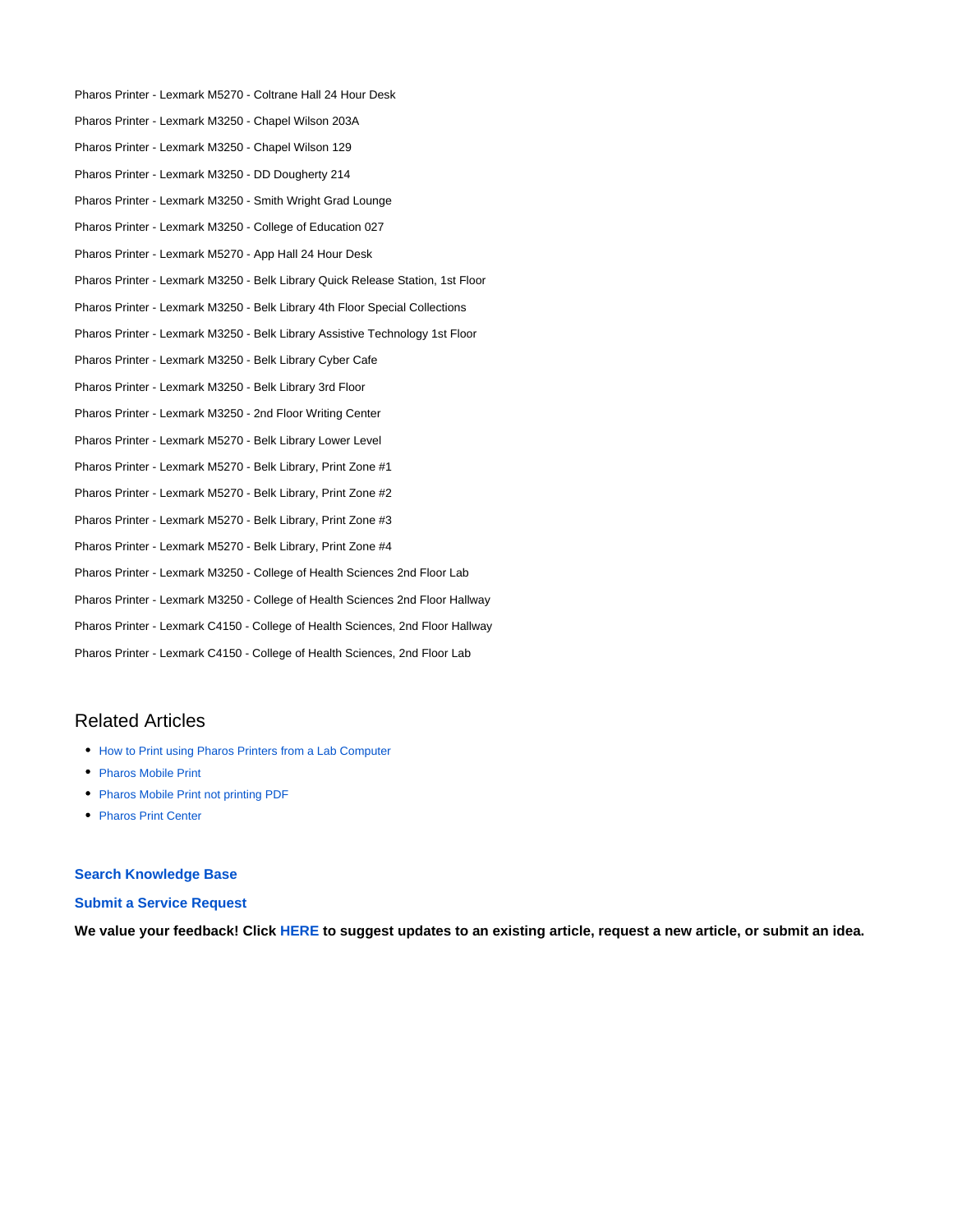Pharos Printer - Lexmark M5270 - Coltrane Hall 24 Hour Desk

Pharos Printer - Lexmark M3250 - Chapel Wilson 203A

Pharos Printer - Lexmark M3250 - Chapel Wilson 129

Pharos Printer - Lexmark M3250 - DD Dougherty 214

Pharos Printer - Lexmark M3250 - Smith Wright Grad Lounge

Pharos Printer - Lexmark M3250 - College of Education 027

Pharos Printer - Lexmark M5270 - App Hall 24 Hour Desk

Pharos Printer - Lexmark M3250 - Belk Library Quick Release Station, 1st Floor

Pharos Printer - Lexmark M3250 - Belk Library 4th Floor Special Collections

Pharos Printer - Lexmark M3250 - Belk Library Assistive Technology 1st Floor

Pharos Printer - Lexmark M3250 - Belk Library Cyber Cafe

Pharos Printer - Lexmark M3250 - Belk Library 3rd Floor

Pharos Printer - Lexmark M3250 - 2nd Floor Writing Center

Pharos Printer - Lexmark M5270 - Belk Library Lower Level

Pharos Printer - Lexmark M5270 - Belk Library, Print Zone #1

Pharos Printer - Lexmark M5270 - Belk Library, Print Zone #2

Pharos Printer - Lexmark M5270 - Belk Library, Print Zone #3

Pharos Printer - Lexmark M5270 - Belk Library, Print Zone #4

Pharos Printer - Lexmark M3250 - College of Health Sciences 2nd Floor Lab

Pharos Printer - Lexmark M3250 - College of Health Sciences 2nd Floor Hallway

Pharos Printer - Lexmark C4150 - College of Health Sciences, 2nd Floor Hallway

Pharos Printer - Lexmark C4150 - College of Health Sciences, 2nd Floor Lab

## Related Articles

- How to Print using Pharos Printers from a Lab Computer
- Pharos Mobile Print
- Pharos Mobile Print not printing PDF
- Pharos Print Center

**Search Knowledge Base**

**Submit a Service Request**

**We value your feedback! Click HERE to suggest updates to an existing article, request a new article, or submit an idea.**